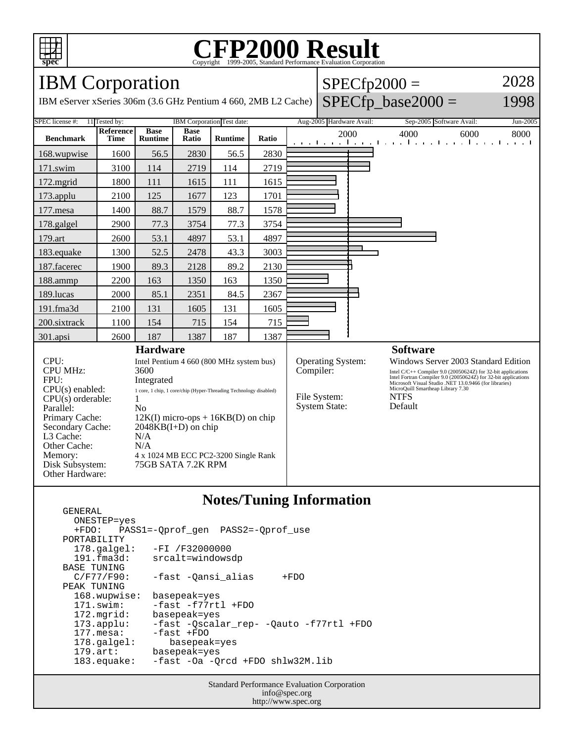# CFP2000 Result

Copyright 1999-2005, Standard Performance Evaluation Corporation

## IBM Corporation

IBM eServer xSeries 306m (3.6 GHz Pentium 4 660, 2MB L2 Cache)

SPECfp2000 = 2028

SPECfp_base2000 = 1998

| SPEC license #: | 11 | Tested by: | IBM Corporation | Test date: | Aug-2005 | Hardware Avail: | Sep-2005 | Software Avail: | Jun-2005 |
|---|---|---|---|---|---|---|---|---|---|

| Benchmark | Reference Time | Base Runtime | Base Ratio | Runtime | Ratio |
|---|---|---|---|---|---|
| 168.wupwise | 1600 | 56.5 | 2830 | 56.5 | 2830 |
| 171.swim | 3100 | 114 | 2719 | 114 | 2719 |
| 172.mgrid | 1800 | 111 | 1615 | 111 | 1615 |
| 173.applu | 2100 | 125 | 1677 | 123 | 1701 |
| 177.mesa | 1400 | 88.7 | 1579 | 88.7 | 1578 |
| 178.galgel | 2900 | 77.3 | 3754 | 77.3 | 3754 |
| 179.art | 2600 | 53.1 | 4897 | 53.1 | 4897 |
| 183.equake | 1300 | 52.5 | 2478 | 43.3 | 3003 |
| 187.facerec | 1900 | 89.3 | 2128 | 89.2 | 2130 |
| 188.ammp | 2200 | 163 | 1350 | 163 | 1350 |
| 189.lucas | 2000 | 85.1 | 2351 | 84.5 | 2367 |
| 191.fma3d | 2100 | 131 | 1605 | 131 | 1605 |
| 200.sixtrack | 1100 | 154 | 715 | 154 | 715 |
| 301.apsi | 2600 | 187 | 1387 | 187 | 1387 |

### Hardware

| | |
|---|---|
| CPU: | Intel Pentium 4 660 (800 MHz system bus) |
| CPU MHz: | 3600 |
| FPU: | Integrated |
| CPU(s) enabled: | 1 core, 1 chip, 1 core/chip (Hyper-Threading Technology disabled) |
| CPU(s) orderable: | 1 |
| Parallel: | No |
| Primary Cache: | 12K(I) micro-ops + 16KB(D) on chip |
| Secondary Cache: | 2048KB(I+D) on chip |
| L3 Cache: | N/A |
| Other Cache: | N/A |
| Memory: | 4 x 1024 MB ECC PC2-3200 Single Rank |
| Disk Subsystem: | 75GB SATA 7.2K RPM |
| Other Hardware: | |

### Software

| | |
|---|---|
| Operating System: | Windows Server 2003 Standard Edition |
| Compiler: | Intel C/C++ Compiler 9.0 (20050624Z) for 32-bit applications<br>Intel Fortran Compiler 9.0 (20050624Z) for 32-bit applications<br>Microsoft Visual Studio .NET 13.0.9466 (for libraries)<br>MicroQuill Smartheap Library 7.30 |
| File System: | NTFS |
| System State: | Default |

### Notes/Tuning Information

```
GENERAL
  ONESTEP=yes
  +FDO:   PASS1=-Qprof_gen  PASS2=-Qprof_use
PORTABILITY
  178.galgel:   -FI /F32000000
  191.fma3d:    srcalt=windowsdp
BASE TUNING
  C/F77/F90:    -fast -Qansi_alias     +FDO
PEAK TUNING
  168.wupwise:  basepeak=yes
  171.swim:     -fast -f77rtl +FDO
  172.mgrid:    basepeak=yes
  173.applu:    -fast -Qscalar_rep- -Qauto -f77rtl +FDO
  177.mesa:     -fast +FDO
  178.galgel:      basepeak=yes
  179.art:      basepeak=yes
  183.equake:   -fast -Oa -Qrcd +FDO shlw32M.lib
```

Standard Performance Evaluation Corporation
info@spec.org
http://www.spec.org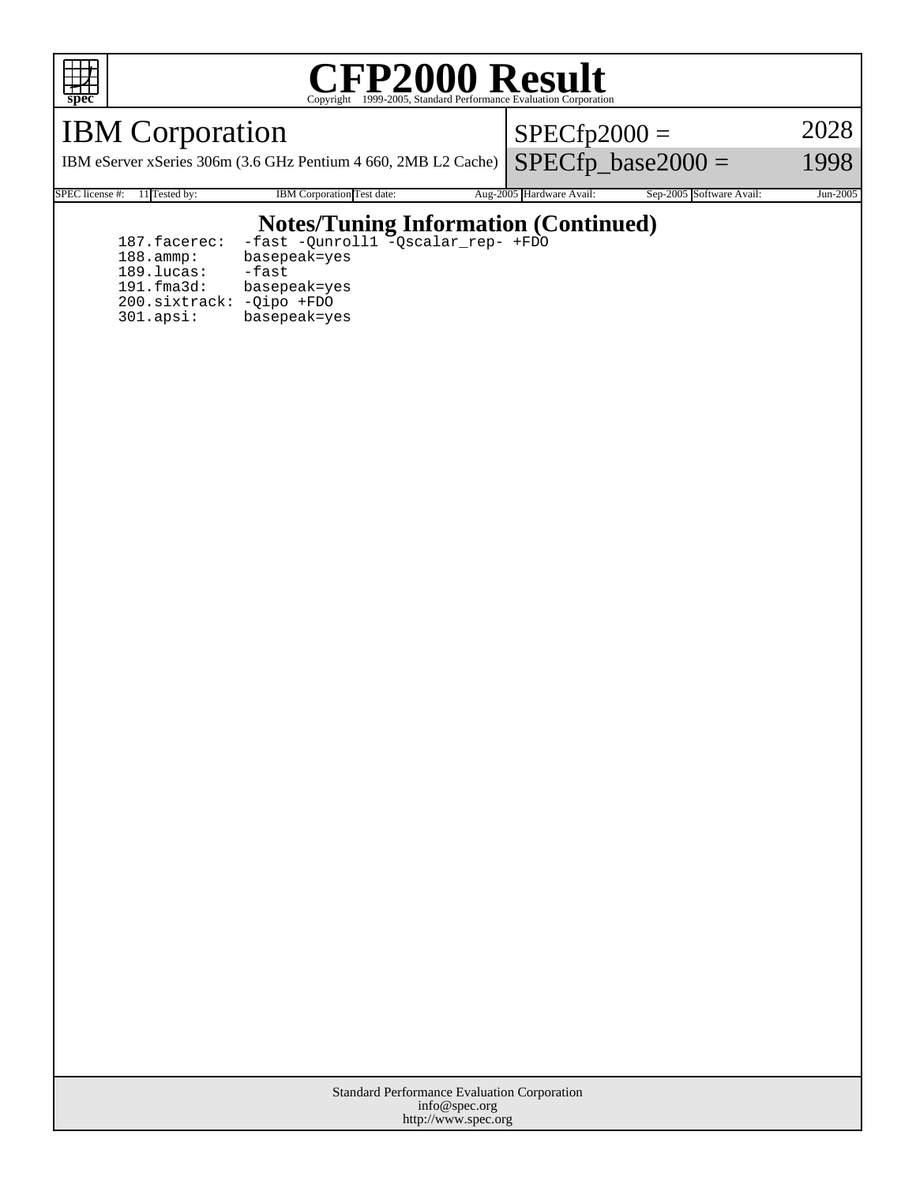# CFP2000 Result

Copyright 1999-2005, Standard Performance Evaluation Corporation

## IBM Corporation

IBM eServer xSeries 306m (3.6 GHz Pentium 4 660, 2MB L2 Cache)

SPECfp2000 = 2028

SPECfp_base2000 = 1998

| SPEC license #: | 11 | Tested by: | IBM Corporation | Test date: | Aug-2005 | Hardware Avail: | Sep-2005 | Software Avail: | Jun-2005 |
|---|---|---|---|---|---|---|---|---|---|

### Notes/Tuning Information (Continued)

```
187.facerec:  -fast -Qunroll1 -Qscalar_rep- +FDO
188.ammp:     basepeak=yes
189.lucas:    -fast
191.fma3d:    basepeak=yes
200.sixtrack: -Qipo +FDO
301.apsi:     basepeak=yes
```

Standard Performance Evaluation Corporation
info@spec.org
http://www.spec.org